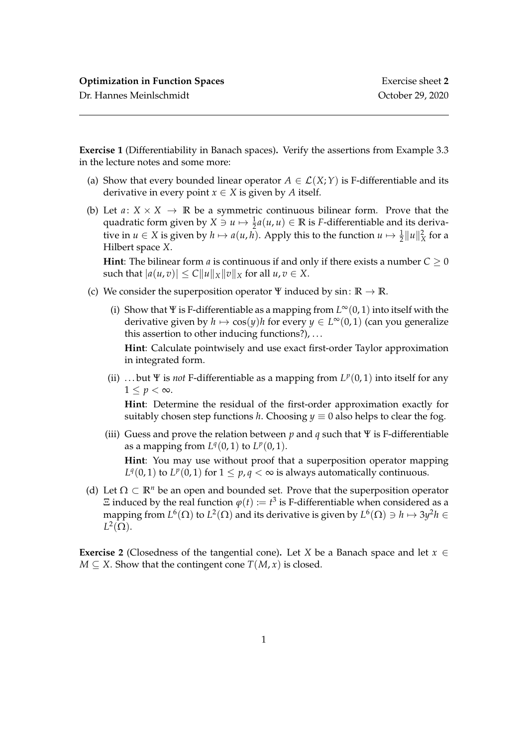**Optimization in Function Spaces** Exercise sheet **2**

Dr. Hannes Meinlschmidt October 29, 2020

---

**Exercise 1** (Differentiability in Banach spaces)**.** Verify the assertions from Example 3.3 in the lecture notes and some more:

(a) Show that every bounded linear operator $A \in \mathcal{L}(X;Y)$ is F-differentiable and its derivative in every point $x \in X$ is given by $A$ itself.

(b) Let $a\colon X \times X \to \mathbb{R}$ be a symmetric continuous bilinear form. Prove that the quadratic form given by $X \ni u \mapsto \frac{1}{2}a(u,u) \in \mathbb{R}$ is $F$-differentiable and its derivative in $u \in X$ is given by $h \mapsto a(u,h)$. Apply this to the function $u \mapsto \frac{1}{2}\|u\|_X^2$ for a Hilbert space $X$.

   **Hint**: The bilinear form $a$ is continuous if and only if there exists a number $C \geq 0$ such that $|a(u,v)| \leq C\|u\|_X\|v\|_X$ for all $u, v \in X$.

(c) We consider the superposition operator $\Psi$ induced by $\sin\colon \mathbb{R} \to \mathbb{R}$.

   (i) Show that $\Psi$ is F-differentiable as a mapping from $L^\infty(0,1)$ into itself with the derivative given by $h \mapsto \cos(y)h$ for every $y \in L^\infty(0,1)$ (can you generalize this assertion to other inducing functions?), …

   **Hint**: Calculate pointwisely and use exact first-order Taylor approximation in integrated form.

   (ii) … but $\Psi$ is *not* F-differentiable as a mapping from $L^p(0,1)$ into itself for any $1 \leq p < \infty$.

   **Hint**: Determine the residual of the first-order approximation exactly for suitably chosen step functions $h$. Choosing $y \equiv 0$ also helps to clear the fog.

   (iii) Guess and prove the relation between $p$ and $q$ such that $\Psi$ is F-differentiable as a mapping from $L^q(0,1)$ to $L^p(0,1)$.

   **Hint**: You may use without proof that a superposition operator mapping $L^q(0,1)$ to $L^p(0,1)$ for $1 \leq p, q < \infty$ is always automatically continuous.

(d) Let $\Omega \subset \mathbb{R}^n$ be an open and bounded set. Prove that the superposition operator $\Xi$ induced by the real function $\varphi(t) := t^3$ is F-differentiable when considered as a mapping from $L^6(\Omega)$ to $L^2(\Omega)$ and its derivative is given by $L^6(\Omega) \ni h \mapsto 3y^2h \in L^2(\Omega)$.

**Exercise 2** (Closedness of the tangential cone)**.** Let $X$ be a Banach space and let $x \in M \subseteq X$. Show that the contingent cone $T(M,x)$ is closed.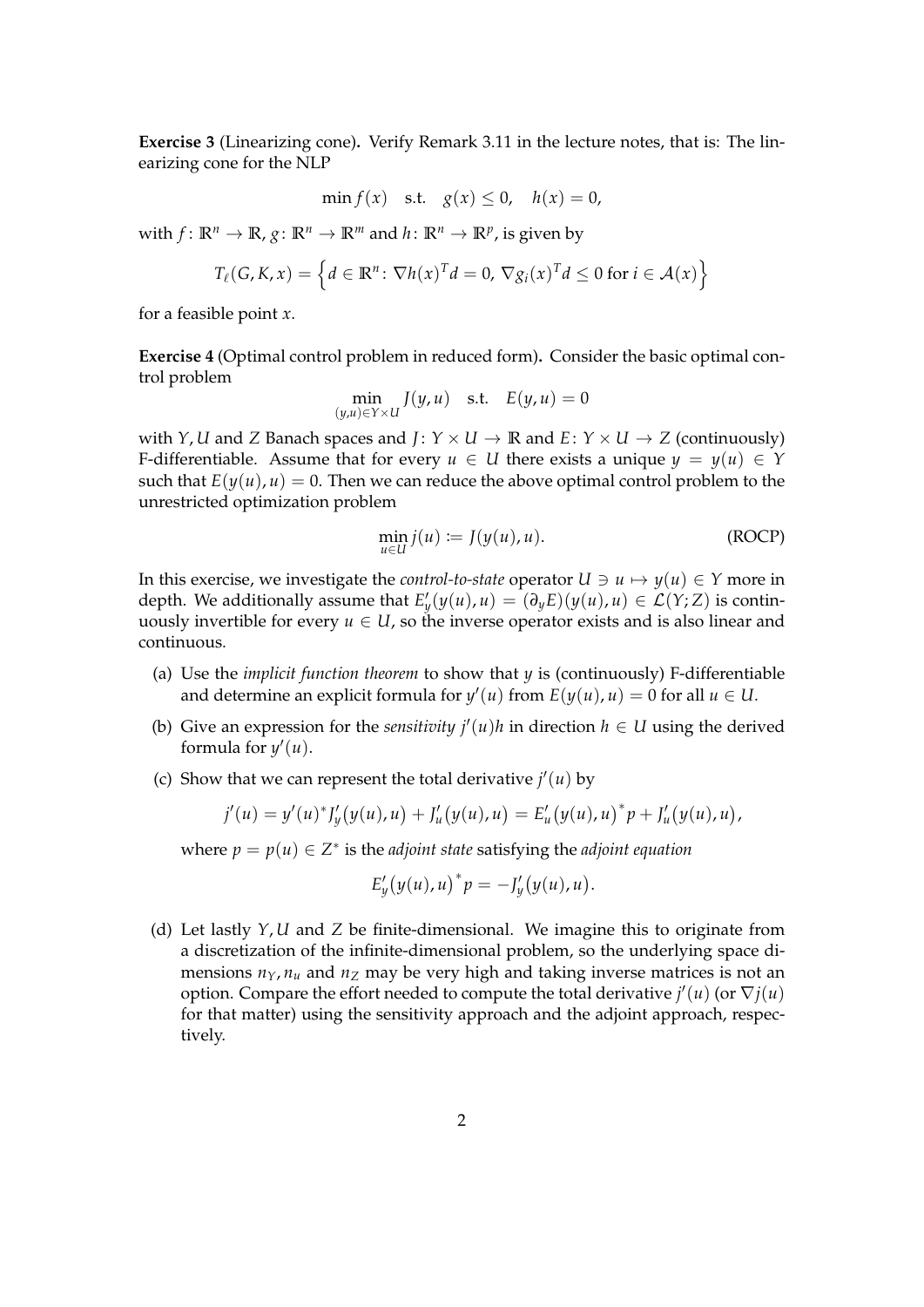**Exercise 3** (Linearizing cone)**.** Verify Remark 3.11 in the lecture notes, that is: The linearizing cone for the NLP

$$\min f(x) \quad \text{s.t.} \quad g(x) \le 0, \quad h(x) = 0,$$

with $f\colon \mathbb{R}^n \to \mathbb{R}$, $g\colon \mathbb{R}^n \to \mathbb{R}^m$ and $h\colon \mathbb{R}^n \to \mathbb{R}^p$, is given by

$$T_\ell(G, K, x) = \left\{ d \in \mathbb{R}^n \colon \nabla h(x)^T d = 0,\ \nabla g_i(x)^T d \le 0 \text{ for } i \in \mathcal{A}(x) \right\}$$

for a feasible point $x$.

**Exercise 4** (Optimal control problem in reduced form)**.** Consider the basic optimal control problem

$$\min_{(y,u)\in Y\times U} J(y,u) \quad \text{s.t.} \quad E(y,u) = 0$$

with $Y, U$ and $Z$ Banach spaces and $J\colon Y \times U \to \mathbb{R}$ and $E\colon Y \times U \to Z$ (continuously) F-differentiable. Assume that for every $u \in U$ there exists a unique $y = y(u) \in Y$ such that $E(y(u), u) = 0$. Then we can reduce the above optimal control problem to the unrestricted optimization problem

$$\min_{u\in U} j(u) := J(y(u), u). \tag{ROCP}$$

In this exercise, we investigate the *control-to-state* operator $U \ni u \mapsto y(u) \in Y$ more in depth. We additionally assume that $E_y'(y(u), u) = (\partial_y E)(y(u), u) \in \mathcal{L}(Y; Z)$ is continuously invertible for every $u \in U$, so the inverse operator exists and is also linear and continuous.

(a) Use the *implicit function theorem* to show that $y$ is (continuously) F-differentiable and determine an explicit formula for $y'(u)$ from $E(y(u), u) = 0$ for all $u \in U$.

(b) Give an expression for the *sensitivity* $j'(u)h$ in direction $h \in U$ using the derived formula for $y'(u)$.

(c) Show that we can represent the total derivative $j'(u)$ by

$$j'(u) = y'(u)^* J_y'\big(y(u), u\big) + J_u'\big(y(u), u\big) = E_u'\big(y(u), u\big)^* p + J_u'\big(y(u), u\big),$$

where $p = p(u) \in Z^*$ is the *adjoint state* satisfying the *adjoint equation*

$$E_y'\big(y(u), u\big)^* p = -J_y'\big(y(u), u\big).$$

(d) Let lastly $Y, U$ and $Z$ be finite-dimensional. We imagine this to originate from a discretization of the infinite-dimensional problem, so the underlying space dimensions $n_Y, n_u$ and $n_Z$ may be very high and taking inverse matrices is not an option. Compare the effort needed to compute the total derivative $j'(u)$ (or $\nabla j(u)$ for that matter) using the sensitivity approach and the adjoint approach, respectively.